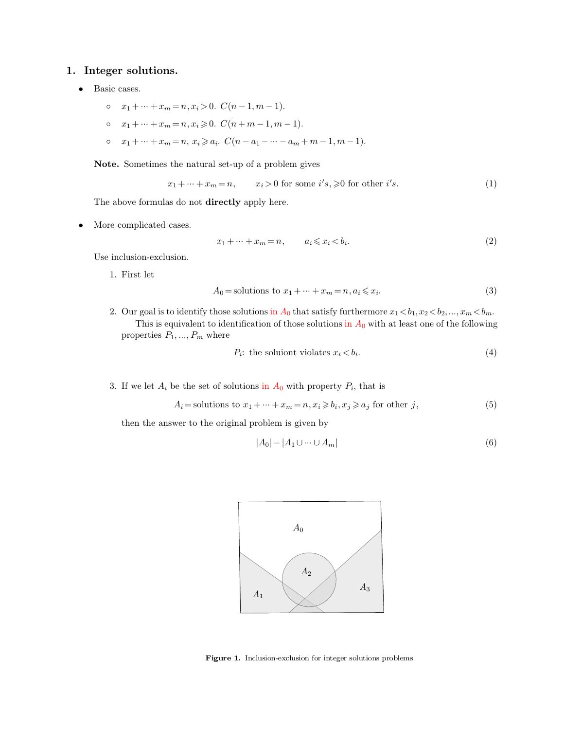## 1. Integer solutions.

- Basic cases.

  - $x_1 + \cdots + x_m = n, x_i > 0$. $C(n-1, m-1)$.
  - $x_1 + \cdots + x_m = n, x_i \geqslant 0$. $C(n+m-1, m-1)$.
  - $x_1 + \cdots + x_m = n$, $x_i \geqslant a_i$. $C(n - a_1 - \cdots - a_m + m - 1, m-1)$.

  **Note.** Sometimes the natural set-up of a problem gives

  $$x_1 + \cdots + x_m = n, \qquad x_i > 0 \text{ for some } i's, \geqslant 0 \text{ for other } i's. \tag{1}$$

  The above formulas do not **directly** apply here.

- More complicated cases.

  $$x_1 + \cdots + x_m = n, \qquad a_i \leqslant x_i < b_i. \tag{2}$$

  Use inclusion-exclusion.

  1. First let

     $$A_0 = \text{solutions to } x_1 + \cdots + x_m = n, a_i \leqslant x_i. \tag{3}$$

  2. Our goal is to identify those solutions in $A_0$ that satisfy furthermore $x_1 < b_1, x_2 < b_2, \ldots, x_m < b_m$. This is equivalent to identification of those solutions in $A_0$ with at least one of the following properties $P_1, \ldots, P_m$ where

     $$P_i\text{: the soluiont violates } x_i < b_i. \tag{4}$$

  3. If we let $A_i$ be the set of solutions in $A_0$ with property $P_i$, that is

     $$A_i = \text{solutions to } x_1 + \cdots + x_m = n, x_i \geqslant b_i, x_j \geqslant a_j \text{ for other } j, \tag{5}$$

     then the answer to the original problem is given by

     $$|A_0| - |A_1 \cup \cdots \cup A_m| \tag{6}$$

**Figure 1.** Inclusion-exclusion for integer solutions problems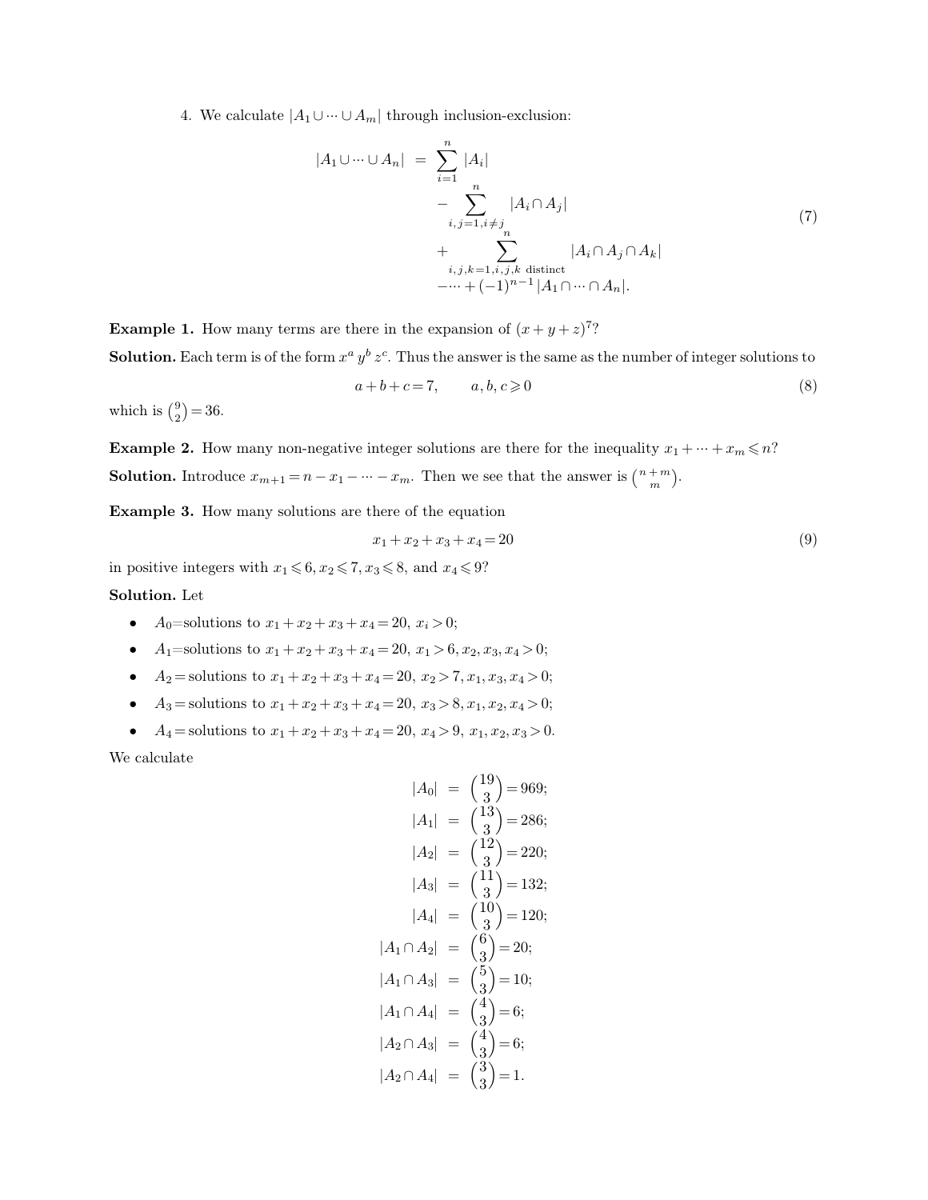4. We calculate $|A_1 \cup \cdots \cup A_m|$ through inclusion-exclusion:

$$\begin{aligned} |A_1 \cup \cdots \cup A_n| &= \sum_{i=1}^{n} |A_i| \\ &\quad - \sum_{i,j=1, i \neq j}^{n} |A_i \cap A_j| \\ &\quad + \sum_{i,j,k=1, i,j,k \text{ distinct}}^{n} |A_i \cap A_j \cap A_k| \\ &\quad - \cdots + (-1)^{n-1} |A_1 \cap \cdots \cap A_n|. \end{aligned} \tag{7}$$

**Example 1.** How many terms are there in the expansion of $(x+y+z)^7$?

**Solution.** Each term is of the form $x^a\, y^b\, z^c$. Thus the answer is the same as the number of integer solutions to

$$a+b+c=7, \qquad a, b, c \geqslant 0 \tag{8}$$

which is $\binom{9}{2}=36$.

**Example 2.** How many non-negative integer solutions are there for the inequality $x_1 + \cdots + x_m \leqslant n$?

**Solution.** Introduce $x_{m+1} = n - x_1 - \cdots - x_m$. Then we see that the answer is $\binom{n+m}{m}$.

**Example 3.** How many solutions are there of the equation

$$x_1 + x_2 + x_3 + x_4 = 20 \tag{9}$$

in positive integers with $x_1 \leqslant 6, x_2 \leqslant 7, x_3 \leqslant 8$, and $x_4 \leqslant 9$?

**Solution.** Let

- $A_0$=solutions to $x_1 + x_2 + x_3 + x_4 = 20,\ x_i > 0$;
- $A_1$=solutions to $x_1 + x_2 + x_3 + x_4 = 20,\ x_1 > 6, x_2, x_3, x_4 > 0$;
- $A_2$ = solutions to $x_1 + x_2 + x_3 + x_4 = 20,\ x_2 > 7, x_1, x_3, x_4 > 0$;
- $A_3$ = solutions to $x_1 + x_2 + x_3 + x_4 = 20,\ x_3 > 8, x_1, x_2, x_4 > 0$;
- $A_4$ = solutions to $x_1 + x_2 + x_3 + x_4 = 20,\ x_4 > 9,\ x_1, x_2, x_3 > 0$.

We calculate

$$\begin{aligned} |A_0| &= \binom{19}{3} = 969; \\ |A_1| &= \binom{13}{3} = 286; \\ |A_2| &= \binom{12}{3} = 220; \\ |A_3| &= \binom{11}{3} = 132; \\ |A_4| &= \binom{10}{3} = 120; \\ |A_1 \cap A_2| &= \binom{6}{3} = 20; \\ |A_1 \cap A_3| &= \binom{5}{3} = 10; \\ |A_1 \cap A_4| &= \binom{4}{3} = 6; \\ |A_2 \cap A_3| &= \binom{4}{3} = 6; \\ |A_2 \cap A_4| &= \binom{3}{3} = 1. \end{aligned}$$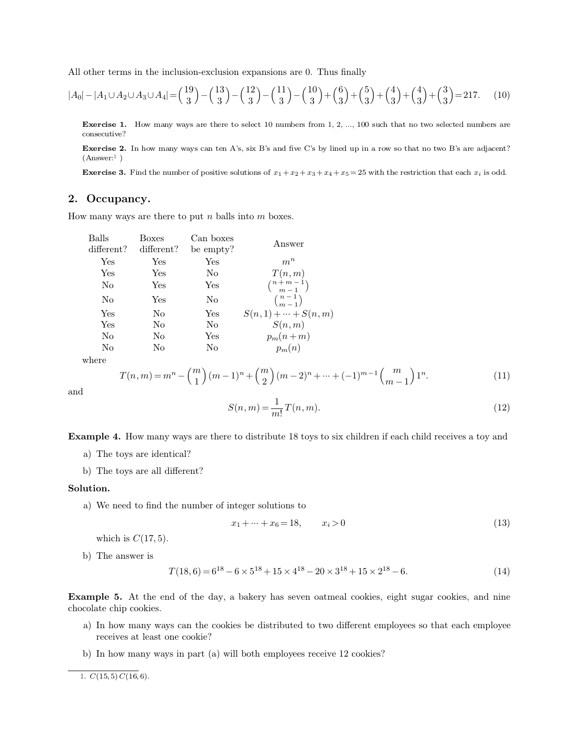All other terms in the inclusion-exclusion expansions are 0. Thus finally

$$|A_0| - |A_1 \cup A_2 \cup A_3 \cup A_4| = \binom{19}{3} - \binom{13}{3} - \binom{12}{3} - \binom{11}{3} - \binom{10}{3} + \binom{6}{3} + \binom{5}{3} + \binom{4}{3} + \binom{4}{3} + \binom{3}{3} = 217. \tag{10}$$

**Exercise 1.** How many ways are there to select 10 numbers from 1, 2, ..., 100 such that no two selected numbers are consecutive?

**Exercise 2.** In how many ways can ten A's, six B's and five C's by lined up in a row so that no two B's are adjacent? (Answer:[1] )

**Exercise 3.** Find the number of positive solutions of $x_1 + x_2 + x_3 + x_4 + x_5 = 25$ with the restriction that each $x_i$ is odd.

## 2. Occupancy.

How many ways are there to put $n$ balls into $m$ boxes.

| Balls different? | Boxes different? | Can boxes be empty? | Answer |
|---|---|---|---|
| Yes | Yes | Yes | $m^n$ |
| Yes | Yes | No | $T(n, m)$ |
| No | Yes | Yes | $\binom{n+m-1}{m-1}$ |
| No | Yes | No | $\binom{n-1}{m-1}$ |
| Yes | No | Yes | $S(n,1) + \cdots + S(n,m)$ |
| Yes | No | No | $S(n, m)$ |
| No | No | Yes | $p_m(n+m)$ |
| No | No | No | $p_m(n)$ |

where

$$T(n,m) = m^n - \binom{m}{1}(m-1)^n + \binom{m}{2}(m-2)^n + \cdots + (-1)^{m-1}\binom{m}{m-1}1^n. \tag{11}$$

and

$$S(n,m) = \frac{1}{m!}T(n,m). \tag{12}$$

**Example 4.** How many ways are there to distribute 18 toys to six children if each child receives a toy and

a) The toys are identical?

b) The toys are all different?

**Solution.**

a) We need to find the number of integer solutions to

$$x_1 + \cdots + x_6 = 18, \qquad x_i > 0 \tag{13}$$

which is $C(17, 5)$.

b) The answer is

$$T(18, 6) = 6^{18} - 6 \times 5^{18} + 15 \times 4^{18} - 20 \times 3^{18} + 15 \times 2^{18} - 6. \tag{14}$$

**Example 5.** At the end of the day, a bakery has seven oatmeal cookies, eight sugar cookies, and nine chocolate chip cookies.

a) In how many ways can the cookies be distributed to two different employees so that each employee receives at least one cookie?

b) In how many ways in part (a) will both employees receive 12 cookies?

[1]. $C(15,5)\,C(16,6)$.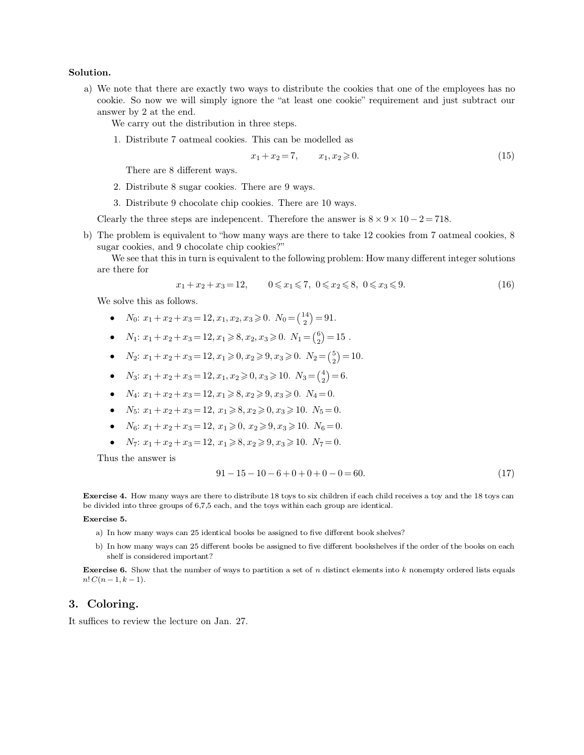**Solution.**

a) We note that there are exactly two ways to distribute the cookies that one of the employees has no cookie. So now we will simply ignore the "at least one cookie" requirement and just subtract our answer by 2 at the end.

   We carry out the distribution in three steps.

   1. Distribute 7 oatmeal cookies. This can be modelled as
   $$x_1 + x_2 = 7, \qquad x_1, x_2 \geqslant 0. \tag{15}$$
   There are 8 different ways.

   2. Distribute 8 sugar cookies. There are 9 ways.

   3. Distribute 9 chocolate chip cookies. There are 10 ways.

   Clearly the three steps are indepencent. Therefore the answer is $8 \times 9 \times 10 - 2 = 718$.

b) The problem is equivalent to "how many ways are there to take 12 cookies from 7 oatmeal cookies, 8 sugar cookies, and 9 chocolate chip cookies?"

   We see that this in turn is equivalent to the following problem: How many different integer solutions are there for
   $$x_1 + x_2 + x_3 = 12, \qquad 0 \leqslant x_1 \leqslant 7,\ 0 \leqslant x_2 \leqslant 8,\ 0 \leqslant x_3 \leqslant 9. \tag{16}$$
   We solve this as follows.

   - $N_0$: $x_1 + x_2 + x_3 = 12, x_1, x_2, x_3 \geqslant 0$. $N_0 = \binom{14}{2} = 91$.
   - $N_1$: $x_1 + x_2 + x_3 = 12, x_1 \geqslant 8, x_2, x_3 \geqslant 0$. $N_1 = \binom{6}{2} = 15$ .
   - $N_2$: $x_1 + x_2 + x_3 = 12, x_1 \geqslant 0, x_2 \geqslant 9, x_3 \geqslant 0$. $N_2 = \binom{5}{2} = 10$.
   - $N_3$: $x_1 + x_2 + x_3 = 12, x_1, x_2 \geqslant 0, x_3 \geqslant 10$. $N_3 = \binom{4}{2} = 6$.
   - $N_4$: $x_1 + x_2 + x_3 = 12, x_1 \geqslant 8, x_2 \geqslant 9, x_3 \geqslant 0$. $N_4 = 0$.
   - $N_5$: $x_1 + x_2 + x_3 = 12,\ x_1 \geqslant 8, x_2 \geqslant 0, x_3 \geqslant 10$. $N_5 = 0$.
   - $N_6$: $x_1 + x_2 + x_3 = 12,\ x_1 \geqslant 0,\ x_2 \geqslant 9, x_3 \geqslant 10$. $N_6 = 0$.
   - $N_7$: $x_1 + x_2 + x_3 = 12,\ x_1 \geqslant 8, x_2 \geqslant 9, x_3 \geqslant 10$. $N_7 = 0$.

   Thus the answer is
   $$91 - 15 - 10 - 6 + 0 + 0 + 0 - 0 = 60. \tag{17}$$

**Exercise 4.** How many ways are there to distribute 18 toys to six children if each child receives a toy and the 18 toys can be divided into three groups of 6,7,5 each, and the toys within each group are identical.

**Exercise 5.**

a) In how many ways can 25 identical books be assigned to five different book shelves?

b) In how many ways can 25 different books be assigned to five different bookshelves if the order of the books on each shelf is considered important?

**Exercise 6.** Show that the number of ways to partition a set of $n$ distinct elements into $k$ nonempty ordered lists equals $n!\,C(n-1, k-1)$.

## 3. Coloring.

It suffices to review the lecture on Jan. 27.